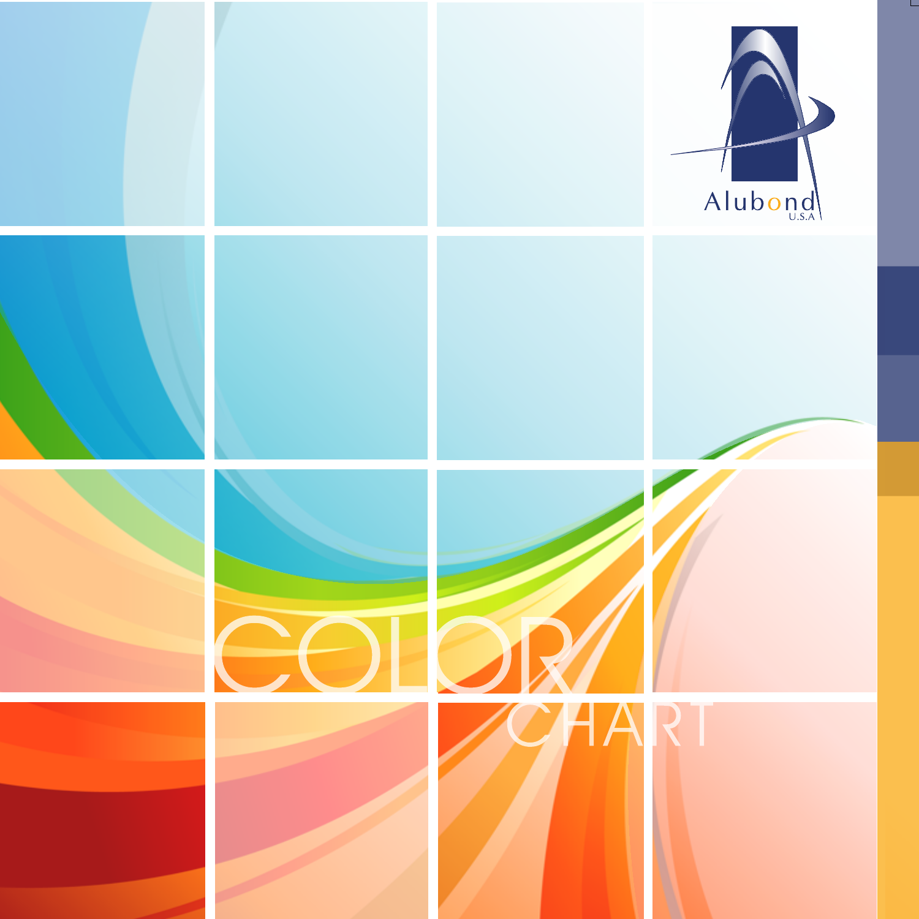Alubond
U.S.A

# COLOR CHART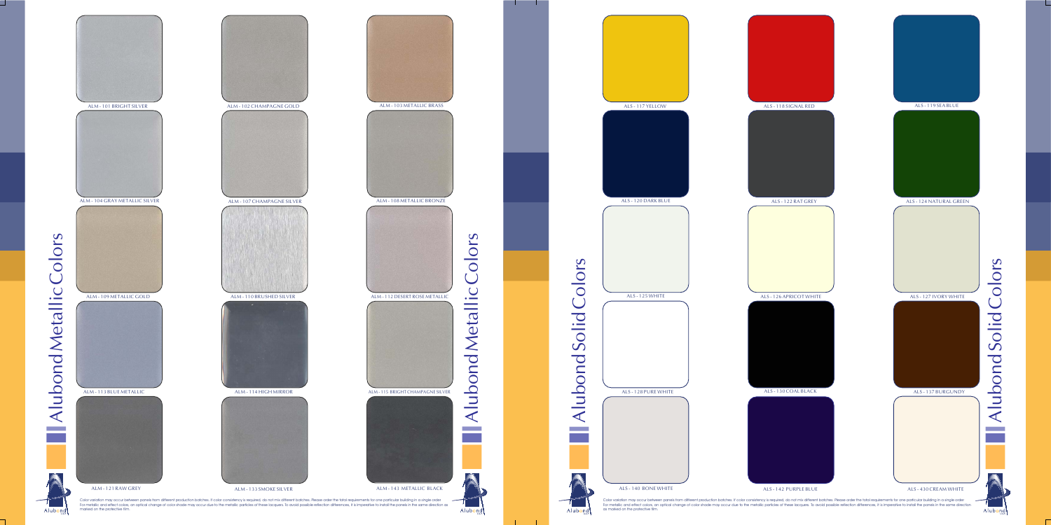# Alubond Metallic Colors

ALM - 101 BRIGHT SILVER

ALM - 102 CHAMPAGNE GOLD

ALM - 103 METALLIC BRASS

ALM - 104 GRAY METALLIC SILVER

ALM - 107 CHAMPAGNE SILVER

ALM - 108 METALLIC BRONZE

ALM - 109 METALLIC GOLD

ALM - 110 BRUSHED SILVER

ALM - 112 DESERT ROSE METALLIC

ALM - 113 BLUE METALLIC

ALM - 114 HIGH MIRROR

ALM - 115 BRIGHT CHAMPAGNE SILVER

ALM - 121 RAW GREY

ALM - 133 SMOKE SILVER

ALM - 143 METALLIC BLACK

Color variation may occur between panels from different production batches. If color consistency is required, do not mix different batches. Please order the total requirements for one particular building in a single order. For metallic and effect colors, an optical change of color shade may occur due to the metallic particles of these lacquers. To avoid possible reflection differences, it is imperative to install the panels in the same direction as marked on the protective film.

# Alubond Solid Colors

ALS - 117 YELLOW

ALS - 118 SIGNAL RED

ALS - 119 SEA BLUE

ALS - 120 DARK BLUE

ALS - 122 RAT GREY

ALS - 124 NATURAL GREEN

ALS - 125 WHITE

ALS - 126 APRICOT WHITE

ALS - 127 IVORY WHITE

ALS - 128 PURE WHITE

ALS - 130 COAL BLACK

ALS - 137 BURGUNDY

ALS - 140 BONE WHITE

ALS - 142 PURPLE BLUE

ALS - 430 CREAM WHITE

Color variation may occur between panels from different production batches. If color consistency is required, do not mix different batches. Please order the total requirements for one particular building in a single order. For metallic and effect colors, an optical change of color shade may occur due to the metallic particles of these lacquers. To avoid possible reflection differences, it is imperative to install the panels in the same direction as marked on the protective film.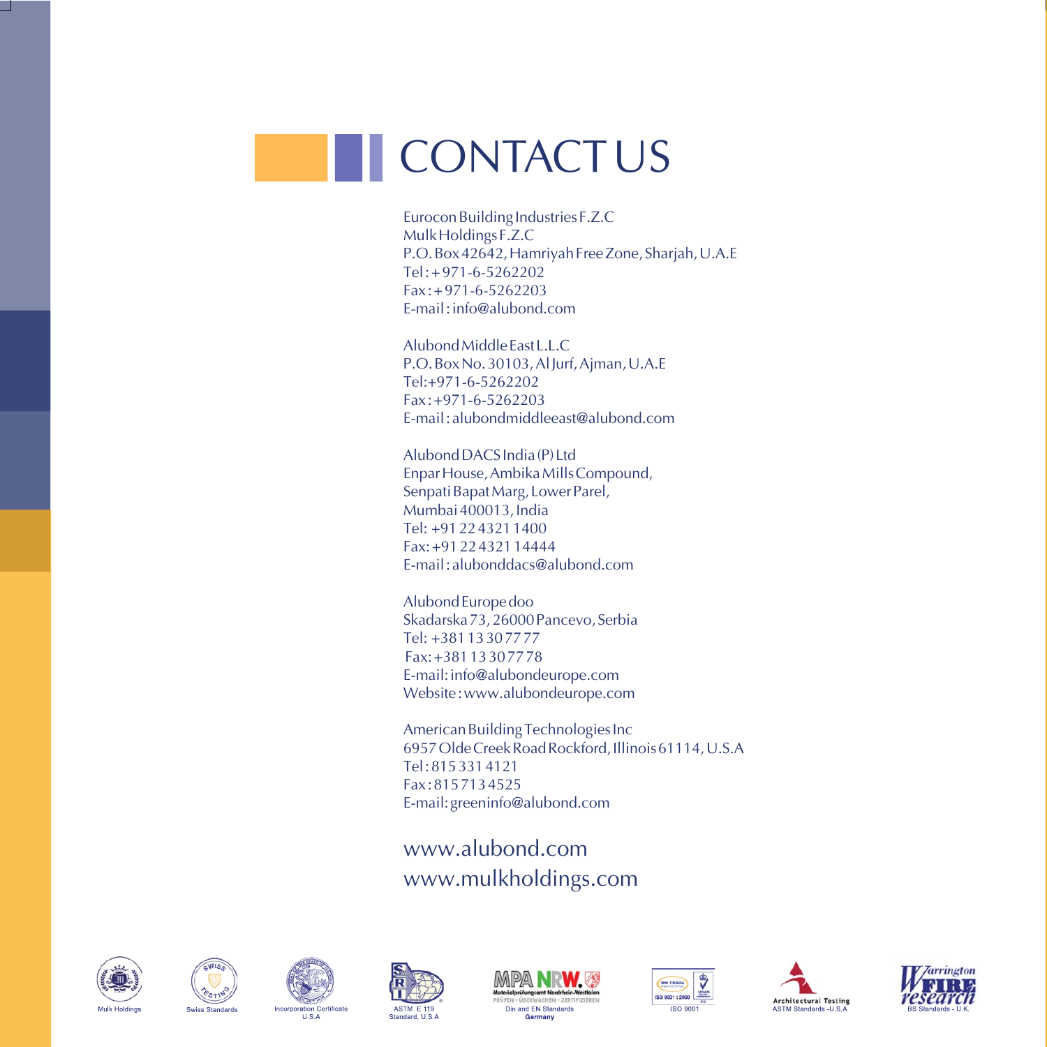# CONTACT US

Eurocon Building Industries F.Z.C
Mulk Holdings F.Z.C
P.O. Box 42642, Hamriyah Free Zone, Sharjah, U.A.E
Tel : +971-6-5262202
Fax : +971-6-5262203
E-mail : info@alubond.com

Alubond Middle East L.L.C
P.O. Box No. 30103, Al Jurf, Ajman, U.A.E
Tel:+971-6-5262202
Fax : +971-6-5262203
E-mail : alubondmiddleeast@alubond.com

Alubond DACS India (P) Ltd
Enpar House, Ambika Mills Compound,
Senpati Bapat Marg, Lower Parel,
Mumbai 400013, India
Tel: +91 22 4321 1400
Fax: +91 22 4321 14444
E-mail : alubonddacs@alubond.com

Alubond Europe doo
Skadarska 73, 26000 Pancevo, Serbia
Tel: +381 13 30 77 77
Fax: +381 13 30 77 78
E-mail: info@alubondeurope.com
Website : www.alubondeurope.com

American Building Technologies Inc
6957 Olde Creek Road Rockford, Illinois 61114, U.S.A
Tel : 815 331 4121
Fax : 815 713 4525
E-mail: greeninfo@alubond.com

www.alubond.com
www.mulkholdings.com

Mulk Holdings

Swiss Standards

Incorporation Certificate U.S.A

ASTM E 119 Standard, U.S.A

Din and EN Standards Germany

ISO 9001

Architectural Testing ASTM Standards -U.S.A

BS Standards - U.K.